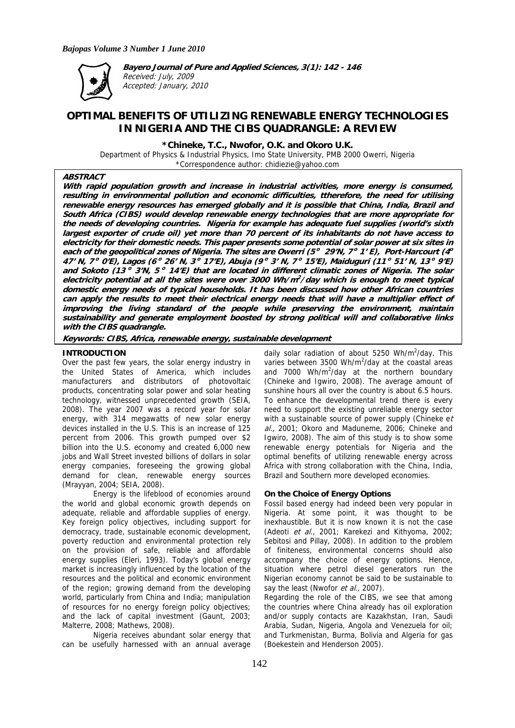**Bayero Journal of Pure and Applied Sciences, 3(1): 142 - 146**
*Received: July, 2009*
*Accepted: January, 2010*

# OPTIMAL BENEFITS OF UTILIZING RENEWABLE ENERGY TECHNOLOGIES IN NIGERIA AND THE CIBS QUADRANGLE: A REVIEW

**\*Chineke, T.C., Nwofor, O.K. and Okoro U.K.**

Department of Physics & Industrial Physics, Imo State University, PMB 2000 Owerri, Nigeria
\*Correspondence author: chidiezie@yahoo.com

**ABSTRACT**

**With rapid population growth and increase in industrial activities, more energy is consumed, resulting in environmental pollution and economic difficulties, ttherefore, the need for utilising renewable energy resources has emerged globally and it is possible that China, India, Brazil and South Africa (CIBS) would develop renewable energy technologies that are more appropriate for the needs of developing countries. Nigeria for example has adequate fuel supplies (world's sixth largest exporter of crude oil) yet more than 70 percent of its inhabitants do not have access to electricity for their domestic needs. This paper presents some potential of solar power at six sites in each of the geopolitical zones of Nigeria. The sites are Owerri (5° 29'N, 7° 1' E), Port-Harcourt (4° 47' N, 7° 0'E), Lagos (6° 26' N, 3° 17'E), Abuja (9° 3' N, 7° 15'E), Maiduguri (11° 51' N, 13° 9'E) and Sokoto (13° 3'N, 5° 14'E) that are located in different climatic zones of Nigeria. The solar electricity potential at all the sites were over 3000 Wh/m$^2$/day which is enough to meet typical domestic energy needs of typical households. It has been discussed how other African countries can apply the results to meet their electrical energy needs that will have a multiplier effect of improving the living standard of the people while preserving the environment, maintain sustainability and generate employment boosted by strong political will and collaborative links with the CIBS quadrangle.**

**Keywords: CIBS, Africa, renewable energy, sustainable development**

## INTRODUCTION

Over the past few years, the solar energy industry in the United States of America, which includes manufacturers and distributors of photovoltaic products, concentrating solar power and solar heating technology, witnessed unprecedented growth (SEIA, 2008). The year 2007 was a record year for solar energy, with 314 megawatts of new solar energy devices installed in the U.S. This is an increase of 125 percent from 2006. This growth pumped over $2 billion into the U.S. economy and created 6,000 new jobs and Wall Street invested billions of dollars in solar energy companies, foreseeing the growing global demand for clean, renewable energy sources (Mrayyan, 2004; SEIA, 2008).

Energy is the lifeblood of economies around the world and global economic growth depends on adequate, reliable and affordable supplies of energy. Key foreign policy objectives, including support for democracy, trade, sustainable economic development, poverty reduction and environmental protection rely on the provision of safe, reliable and affordable energy supplies (Eleri, 1993). Today's global energy market is increasingly influenced by the location of the resources and the political and economic environment of the region; growing demand from the developing world, particularly from China and India; manipulation of resources for no energy foreign policy objectives; and the lack of capital investment (Gaunt, 2003; Malterre, 2008; Mathews, 2008).

Nigeria receives abundant solar energy that can be usefully harnessed with an annual average daily solar radiation of about 5250 Wh/m$^2$/day. This varies between 3500 Wh/m$^2$/day at the coastal areas and 7000 Wh/m$^2$/day at the northern boundary (Chineke and Igwiro, 2008). The average amount of sunshine hours all over the country is about 6.5 hours. To enhance the developmental trend there is every need to support the existing unreliable energy sector with a sustainable source of power supply (Chineke *et al.,* 2001; Okoro and Maduneme, 2006; Chineke and Igwiro, 2008). The aim of this study is to show some renewable energy potentials for Nigeria and the optimal benefits of utilizing renewable energy across Africa with strong collaboration with the China, India, Brazil and Southern more developed economies.

## On the Choice of Energy Options

Fossil based energy had indeed been very popular in Nigeria. At some point, it was thought to be inexhaustible. But it is now known it is not the case (Adeoti *et al.,* 2001; Karekezi and Kithyoma, 2002; Sebitosi and Pillay, 2008). In addition to the problem of finiteness, environmental concerns should also accompany the choice of energy options. Hence, situation where petrol diesel generators run the Nigerian economy cannot be said to be sustainable to say the least (Nwofor *et al.,* 2007).

Regarding the role of the CIBS, we see that among the countries where China already has oil exploration and/or supply contacts are Kazakhstan, Iran, Saudi Arabia, Sudan, Nigeria, Angola and Venezuela for oil; and Turkmenistan, Burma, Bolivia and Algeria for gas (Boekestein and Henderson 2005).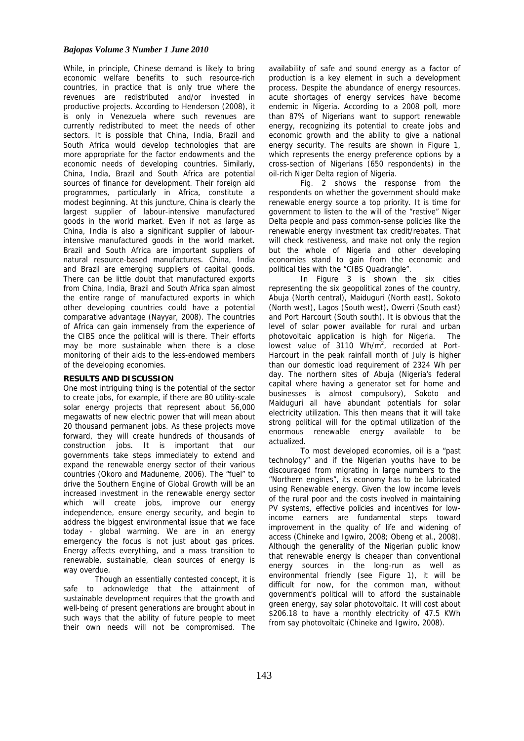While, in principle, Chinese demand is likely to bring economic welfare benefits to such resource-rich countries, in practice that is only true where the revenues are redistributed and/or invested in productive projects. According to Henderson (2008), it is only in Venezuela where such revenues are currently redistributed to meet the needs of other sectors. It is possible that China, India, Brazil and South Africa would develop technologies that are more appropriate for the factor endowments and the economic needs of developing countries. Similarly, China, India, Brazil and South Africa are potential sources of finance for development. Their foreign aid programmes, particularly in Africa, constitute a modest beginning. At this juncture, China is clearly the largest supplier of labour-intensive manufactured goods in the world market. Even if not as large as China, India is also a significant supplier of labour-intensive manufactured goods in the world market. Brazil and South Africa are important suppliers of natural resource-based manufactures. China, India and Brazil are emerging suppliers of capital goods. There can be little doubt that manufactured exports from China, India, Brazil and South Africa span almost the entire range of manufactured exports in which other developing countries could have a potential comparative advantage (Nayyar, 2008). The countries of Africa can gain immensely from the experience of the CIBS once the political will is there. Their efforts may be more sustainable when there is a close monitoring of their aids to the less-endowed members of the developing economies.

## RESULTS AND DISCUSSION

One most intriguing thing is the potential of the sector to create jobs, for example, if there are 80 utility-scale solar energy projects that represent about 56,000 megawatts of new electric power that will mean about 20 thousand permanent jobs. As these projects move forward, they will create hundreds of thousands of construction jobs. It is important that our governments take steps immediately to extend and expand the renewable energy sector of their various countries (Okoro and Maduneme, 2006). The "fuel" to drive the Southern Engine of Global Growth will be an increased investment in the renewable energy sector which will create jobs, improve our energy independence, ensure energy security, and begin to address the biggest environmental issue that we face today - global warming. We are in an energy emergency the focus is not just about gas prices. Energy affects everything, and a mass transition to renewable, sustainable, clean sources of energy is way overdue.

Though an essentially contested concept, it is safe to acknowledge that the attainment of sustainable development requires that the growth and well-being of present generations are brought about in such ways that the ability of future people to meet their own needs will not be compromised. The availability of safe and sound energy as a factor of production is a key element in such a development process. Despite the abundance of energy resources, acute shortages of energy services have become endemic in Nigeria. According to a 2008 poll, more than 87% of Nigerians want to support renewable energy, recognizing its potential to create jobs and economic growth and the ability to give a national energy security. The results are shown in Figure 1, which represents the energy preference options by a cross-section of Nigerians (650 respondents) in the oil-rich Niger Delta region of Nigeria.

Fig. 2 shows the response from the respondents on whether the government should make renewable energy source a top priority. It is time for government to listen to the will of the "restive" Niger Delta people and pass common-sense policies like the renewable energy investment tax credit/rebates. That will check restiveness, and make not only the region but the whole of Nigeria and other developing economies stand to gain from the economic and political ties with the "CIBS Quadrangle".

In Figure 3 is shown the six cities representing the six geopolitical zones of the country, Abuja (North central), Maiduguri (North east), Sokoto (North west), Lagos (South west), Owerri (South east) and Port Harcourt (South south). It is obvious that the level of solar power available for rural and urban photovoltaic application is high for Nigeria. The lowest value of 3110 Wh/m$^2$, recorded at Port-Harcourt in the peak rainfall month of July is higher than our domestic load requirement of 2324 Wh per day. The northern sites of Abuja (Nigeria's federal capital where having a generator set for home and businesses is almost compulsory), Sokoto and Maiduguri all have abundant potentials for solar electricity utilization. This then means that it will take strong political will for the optimal utilization of the enormous renewable energy available to be actualized.

To most developed economies, oil is a "past technology" and if the Nigerian youths have to be discouraged from migrating in large numbers to the "Northern engines", its economy has to be lubricated using Renewable energy. Given the low income levels of the rural poor and the costs involved in maintaining PV systems, effective policies and incentives for low-income earners are fundamental steps toward improvement in the quality of life and widening of access (Chineke and Igwiro, 2008; Obeng et al., 2008). Although the generality of the Nigerian public know that renewable energy is cheaper than conventional energy sources in the long-run as well as environmental friendly (see Figure 1), it will be difficult for now, for the common man, without government's political will to afford the sustainable green energy, say solar photovoltaic. It will cost about \$206.18 to have a monthly electricity of 47.5 KWh from say photovoltaic (Chineke and Igwiro, 2008).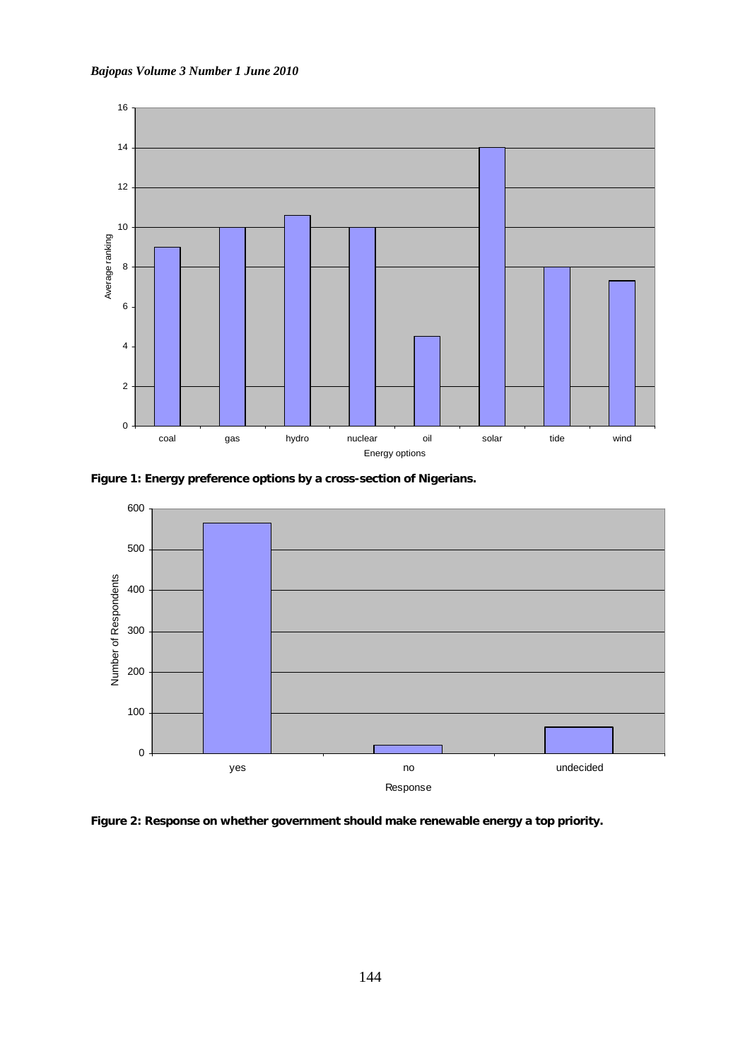Figure 1: Energy preference options by a cross-section of Nigerians.

Figure 2: Response on whether government should make renewable energy a top priority.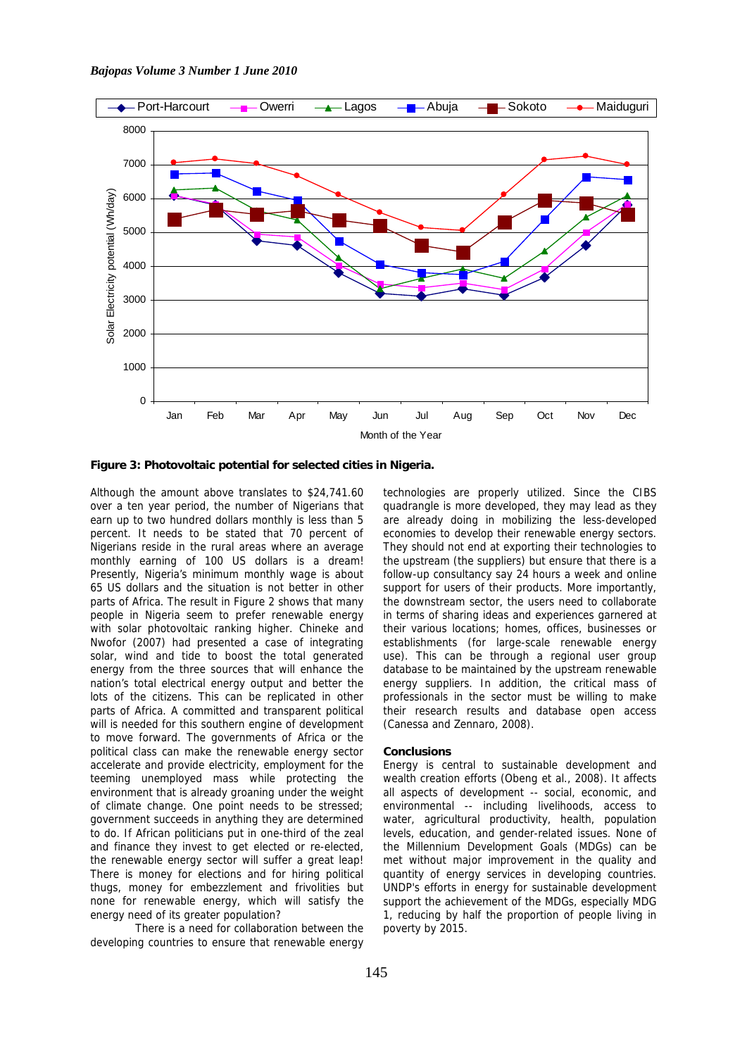**Figure 3: Photovoltaic potential for selected cities in Nigeria.**

Although the amount above translates to $24,741.60 over a ten year period, the number of Nigerians that earn up to two hundred dollars monthly is less than 5 percent. It needs to be stated that 70 percent of Nigerians reside in the rural areas where an average monthly earning of 100 US dollars is a dream! Presently, Nigeria's minimum monthly wage is about 65 US dollars and the situation is not better in other parts of Africa. The result in Figure 2 shows that many people in Nigeria seem to prefer renewable energy with solar photovoltaic ranking higher. Chineke and Nwofor (2007) had presented a case of integrating solar, wind and tide to boost the total generated energy from the three sources that will enhance the nation's total electrical energy output and better the lots of the citizens. This can be replicated in other parts of Africa. A committed and transparent political will is needed for this southern engine of development to move forward. The governments of Africa or the political class can make the renewable energy sector accelerate and provide electricity, employment for the teeming unemployed mass while protecting the environment that is already groaning under the weight of climate change. One point needs to be stressed; government succeeds in anything they are determined to do. If African politicians put in one-third of the zeal and finance they invest to get elected or re-elected, the renewable energy sector will suffer a great leap! There is money for elections and for hiring political thugs, money for embezzlement and frivolities but none for renewable energy, which will satisfy the energy need of its greater population?

There is a need for collaboration between the developing countries to ensure that renewable energy technologies are properly utilized. Since the CIBS quadrangle is more developed, they may lead as they are already doing in mobilizing the less-developed economies to develop their renewable energy sectors. They should not end at exporting their technologies to the upstream (the suppliers) but ensure that there is a follow-up consultancy say 24 hours a week and online support for users of their products. More importantly, the downstream sector, the users need to collaborate in terms of sharing ideas and experiences garnered at their various locations; homes, offices, businesses or establishments (for large-scale renewable energy use). This can be through a regional user group database to be maintained by the upstream renewable energy suppliers. In addition, the critical mass of professionals in the sector must be willing to make their research results and database open access (Canessa and Zennaro, 2008).

## Conclusions

Energy is central to sustainable development and wealth creation efforts (Obeng et al., 2008). It affects all aspects of development -- social, economic, and environmental -- including livelihoods, access to water, agricultural productivity, health, population levels, education, and gender-related issues. None of the Millennium Development Goals (MDGs) can be met without major improvement in the quality and quantity of energy services in developing countries. UNDP's efforts in energy for sustainable development support the achievement of the MDGs, especially MDG 1, reducing by half the proportion of people living in poverty by 2015.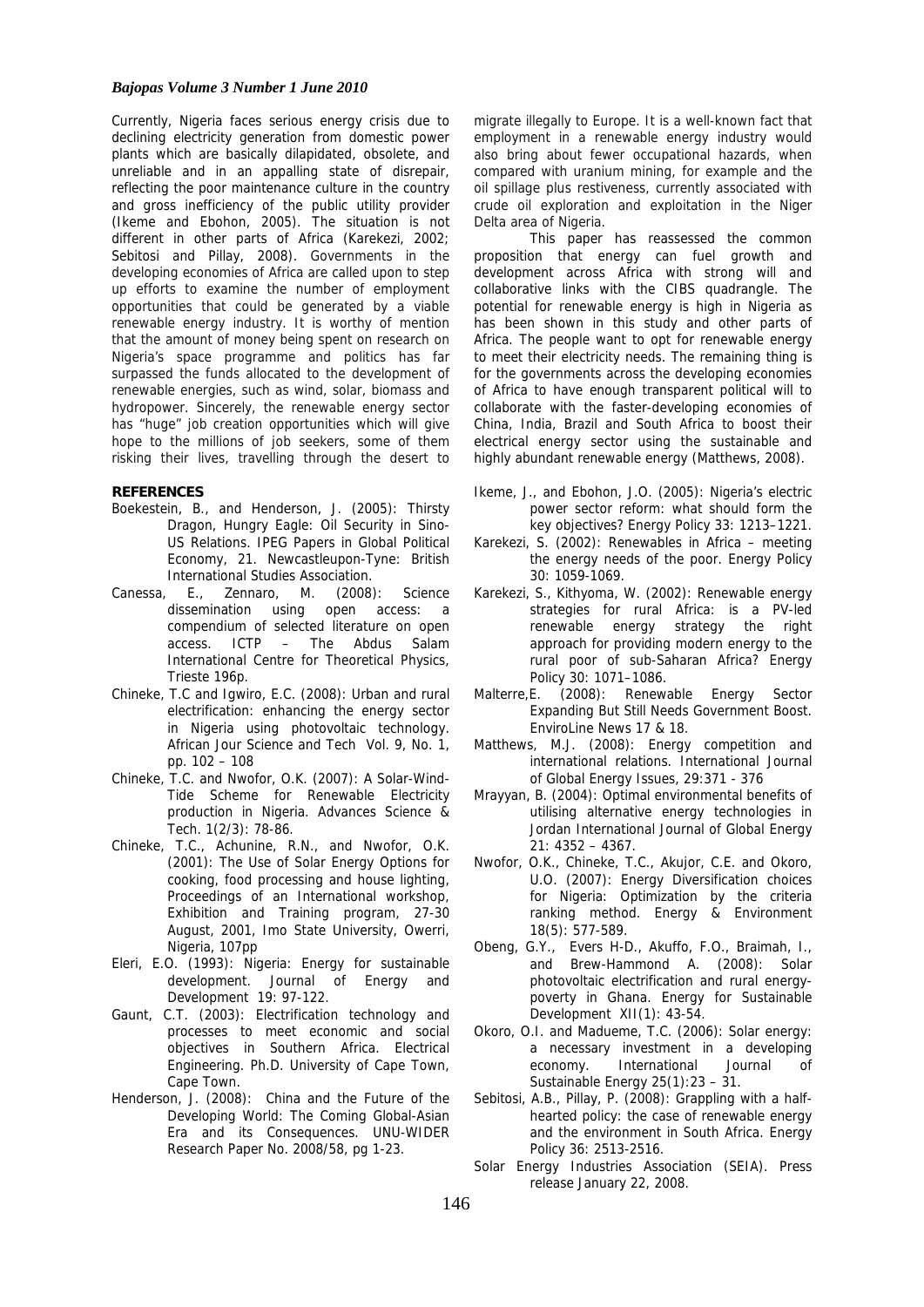Currently, Nigeria faces serious energy crisis due to declining electricity generation from domestic power plants which are basically dilapidated, obsolete, and unreliable and in an appalling state of disrepair, reflecting the poor maintenance culture in the country and gross inefficiency of the public utility provider (Ikeme and Ebohon, 2005). The situation is not different in other parts of Africa (Karekezi, 2002; Sebitosi and Pillay, 2008). Governments in the developing economies of Africa are called upon to step up efforts to examine the number of employment opportunities that could be generated by a viable renewable energy industry. It is worthy of mention that the amount of money being spent on research on Nigeria's space programme and politics has far surpassed the funds allocated to the development of renewable energies, such as wind, solar, biomass and hydropower. Sincerely, the renewable energy sector has "huge" job creation opportunities which will give hope to the millions of job seekers, some of them risking their lives, travelling through the desert to migrate illegally to Europe. It is a well-known fact that employment in a renewable energy industry would also bring about fewer occupational hazards, when compared with uranium mining, for example and the oil spillage plus restiveness, currently associated with crude oil exploration and exploitation in the Niger Delta area of Nigeria.

This paper has reassessed the common proposition that energy can fuel growth and development across Africa with strong will and collaborative links with the CIBS quadrangle. The potential for renewable energy is high in Nigeria as has been shown in this study and other parts of Africa. The people want to opt for renewable energy to meet their electricity needs. The remaining thing is for the governments across the developing economies of Africa to have enough transparent political will to collaborate with the faster-developing economies of China, India, Brazil and South Africa to boost their electrical energy sector using the sustainable and highly abundant renewable energy (Matthews, 2008).

## REFERENCES

Boekestein, B., and Henderson, J. (2005): Thirsty Dragon, Hungry Eagle: Oil Security in Sino-US Relations. IPEG Papers in Global Political Economy, 21. Newcastleupon-Tyne: British International Studies Association.

Canessa, E., Zennaro, M. (2008): Science dissemination using open access: a compendium of selected literature on open access. ICTP – The Abdus Salam International Centre for Theoretical Physics, Trieste 196p.

Chineke, T.C and Igwiro, E.C. (2008): Urban and rural electrification: enhancing the energy sector in Nigeria using photovoltaic technology. African Jour Science and Tech Vol. 9, No. 1, pp. 102 – 108

Chineke, T.C. and Nwofor, O.K. (2007): A Solar-Wind-Tide Scheme for Renewable Electricity production in Nigeria. Advances Science & Tech. 1(2/3): 78-86.

Chineke, T.C., Achunine, R.N., and Nwofor, O.K. (2001): The Use of Solar Energy Options for cooking, food processing and house lighting, Proceedings of an International workshop, Exhibition and Training program, 27-30 August, 2001, Imo State University, Owerri, Nigeria, 107pp

Eleri, E.O. (1993): Nigeria: Energy for sustainable development. Journal of Energy and Development 19: 97-122.

Gaunt, C.T. (2003): Electrification technology and processes to meet economic and social objectives in Southern Africa. Electrical Engineering. Ph.D. University of Cape Town, Cape Town.

Henderson, J. (2008): China and the Future of the Developing World: The Coming Global-Asian Era and its Consequences. UNU-WIDER Research Paper No. 2008/58, pg 1-23.

Ikeme, J., and Ebohon, J.O. (2005): Nigeria's electric power sector reform: what should form the key objectives? Energy Policy 33: 1213–1221.

Karekezi, S. (2002): Renewables in Africa – meeting the energy needs of the poor. Energy Policy 30: 1059-1069.

Karekezi, S., Kithyoma, W. (2002): Renewable energy strategies for rural Africa: is a PV-led renewable energy strategy the right approach for providing modern energy to the rural poor of sub-Saharan Africa? Energy Policy 30: 1071–1086.

Malterre,E. (2008): Renewable Energy Sector Expanding But Still Needs Government Boost. EnviroLine News 17 & 18.

Matthews, M.J. (2008): Energy competition and international relations. International Journal of Global Energy Issues, 29:371 - 376

Mrayyan, B. (2004): Optimal environmental benefits of utilising alternative energy technologies in Jordan International Journal of Global Energy 21: 4352 – 4367.

Nwofor, O.K., Chineke, T.C., Akujor, C.E. and Okoro, U.O. (2007): Energy Diversification choices for Nigeria: Optimization by the criteria ranking method. Energy & Environment 18(5): 577-589.

Obeng, G.Y., Evers H-D., Akuffo, F.O., Braimah, I., and Brew-Hammond A. (2008): Solar photovoltaic electrification and rural energy-poverty in Ghana. Energy for Sustainable Development XII(1): 43-54.

Okoro, O.I. and Madueme, T.C. (2006): Solar energy: a necessary investment in a developing economy. International Journal of Sustainable Energy 25(1):23 – 31.

Sebitosi, A.B., Pillay, P. (2008): Grappling with a half-hearted policy: the case of renewable energy and the environment in South Africa. Energy Policy 36: 2513-2516.

Solar Energy Industries Association (SEIA). Press release January 22, 2008.